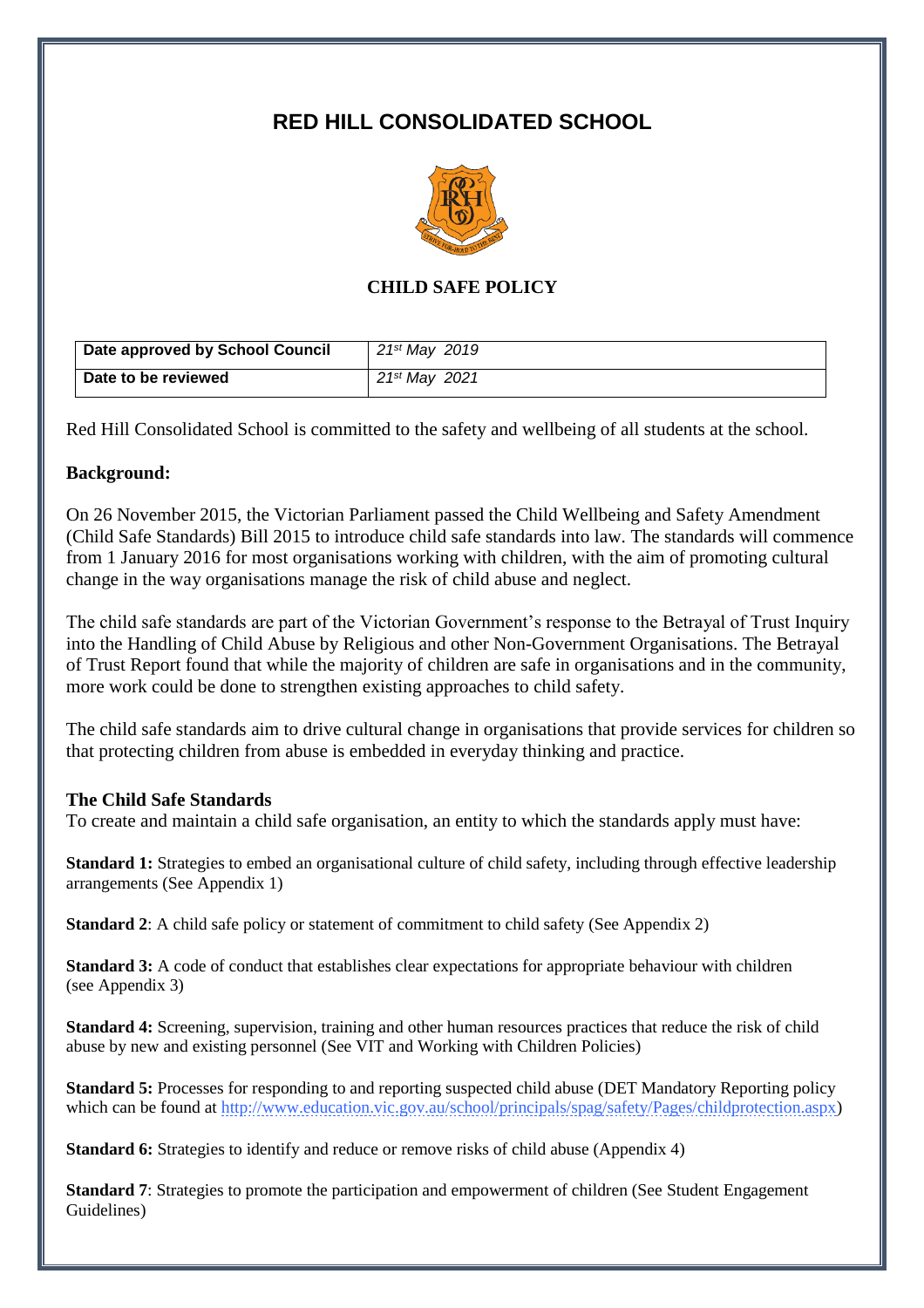# RED HILL CONSOLIDATED SCHOOL

## CHILD SAFE POLICY

| Date approved by School Council | *21st May 2019* |
|---|---|
| Date to be reviewed | *21st May 2021* |

Red Hill Consolidated School is committed to the safety and wellbeing of all students at the school.

### Background:

On 26 November 2015, the Victorian Parliament passed the Child Wellbeing and Safety Amendment (Child Safe Standards) Bill 2015 to introduce child safe standards into law. The standards will commence from 1 January 2016 for most organisations working with children, with the aim of promoting cultural change in the way organisations manage the risk of child abuse and neglect.

The child safe standards are part of the Victorian Government's response to the Betrayal of Trust Inquiry into the Handling of Child Abuse by Religious and other Non-Government Organisations. The Betrayal of Trust Report found that while the majority of children are safe in organisations and in the community, more work could be done to strengthen existing approaches to child safety.

The child safe standards aim to drive cultural change in organisations that provide services for children so that protecting children from abuse is embedded in everyday thinking and practice.

### The Child Safe Standards

To create and maintain a child safe organisation, an entity to which the standards apply must have:

**Standard 1:** Strategies to embed an organisational culture of child safety, including through effective leadership arrangements (See Appendix 1)

**Standard 2**: A child safe policy or statement of commitment to child safety (See Appendix 2)

**Standard 3:** A code of conduct that establishes clear expectations for appropriate behaviour with children (see Appendix 3)

**Standard 4:** Screening, supervision, training and other human resources practices that reduce the risk of child abuse by new and existing personnel (See VIT and Working with Children Policies)

**Standard 5:** Processes for responding to and reporting suspected child abuse (DET Mandatory Reporting policy which can be found at http://www.education.vic.gov.au/school/principals/spag/safety/Pages/childprotection.aspx)

**Standard 6:** Strategies to identify and reduce or remove risks of child abuse (Appendix 4)

**Standard 7**: Strategies to promote the participation and empowerment of children (See Student Engagement Guidelines)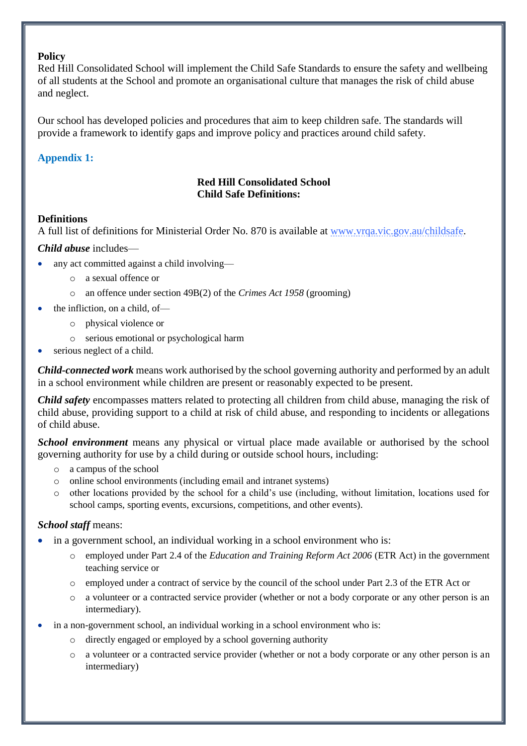**Policy**

Red Hill Consolidated School will implement the Child Safe Standards to ensure the safety and wellbeing of all students at the School and promote an organisational culture that manages the risk of child abuse and neglect.

Our school has developed policies and procedures that aim to keep children safe. The standards will provide a framework to identify gaps and improve policy and practices around child safety.

## Appendix 1:

**Red Hill Consolidated School**
**Child Safe Definitions:**

**Definitions**

A full list of definitions for Ministerial Order No. 870 is available at www.vrqa.vic.gov.au/childsafe.

***Child abuse*** includes—

- any act committed against a child involving—
  - a sexual offence or
  - an offence under section 49B(2) of the *Crimes Act 1958* (grooming)
- the infliction, on a child, of—
  - physical violence or
  - serious emotional or psychological harm
- serious neglect of a child.

***Child-connected work*** means work authorised by the school governing authority and performed by an adult in a school environment while children are present or reasonably expected to be present.

***Child safety*** encompasses matters related to protecting all children from child abuse, managing the risk of child abuse, providing support to a child at risk of child abuse, and responding to incidents or allegations of child abuse.

***School environment*** means any physical or virtual place made available or authorised by the school governing authority for use by a child during or outside school hours, including:

- a campus of the school
- online school environments (including email and intranet systems)
- other locations provided by the school for a child's use (including, without limitation, locations used for school camps, sporting events, excursions, competitions, and other events).

***School staff*** means:

- in a government school, an individual working in a school environment who is:
  - employed under Part 2.4 of the *Education and Training Reform Act 2006* (ETR Act) in the government teaching service or
  - employed under a contract of service by the council of the school under Part 2.3 of the ETR Act or
  - a volunteer or a contracted service provider (whether or not a body corporate or any other person is an intermediary).
- in a non-government school, an individual working in a school environment who is:
  - directly engaged or employed by a school governing authority
  - a volunteer or a contracted service provider (whether or not a body corporate or any other person is an intermediary)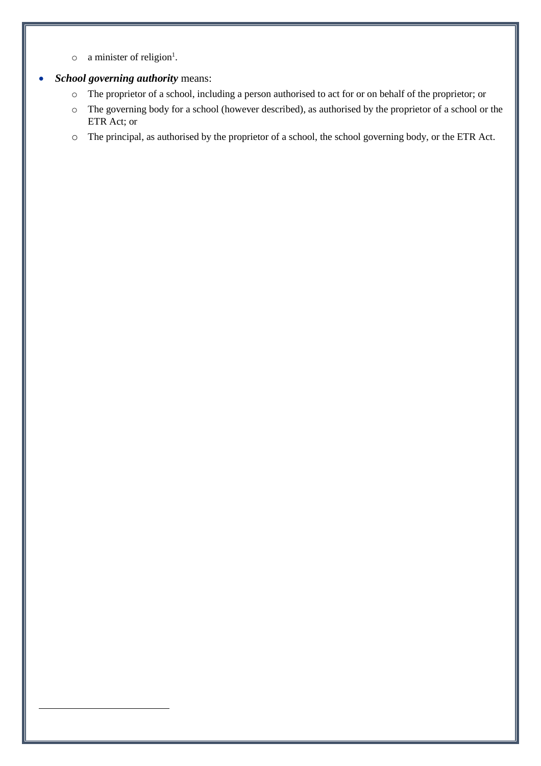- a minister of religion[1].

- ***School governing authority*** means:
  - The proprietor of a school, including a person authorised to act for or on behalf of the proprietor; or
  - The governing body for a school (however described), as authorised by the proprietor of a school or the ETR Act; or
  - The principal, as authorised by the proprietor of a school, the school governing body, or the ETR Act.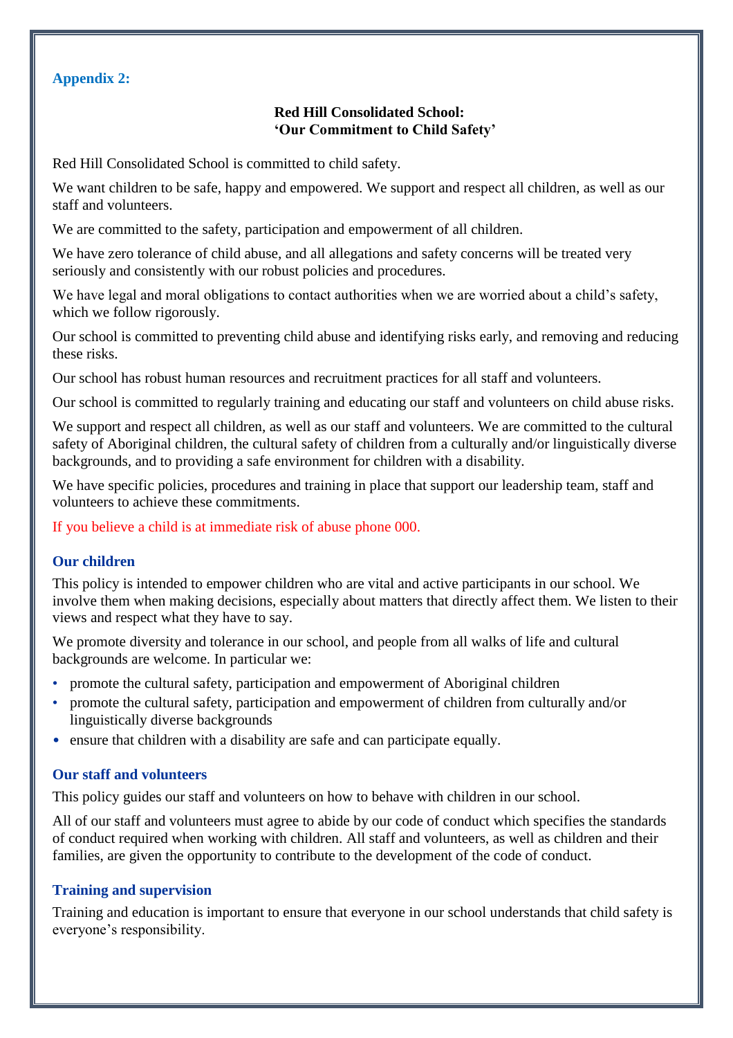**Appendix 2:**

**Red Hill Consolidated School:**
**'Our Commitment to Child Safety'**

Red Hill Consolidated School is committed to child safety.

We want children to be safe, happy and empowered. We support and respect all children, as well as our staff and volunteers.

We are committed to the safety, participation and empowerment of all children.

We have zero tolerance of child abuse, and all allegations and safety concerns will be treated very seriously and consistently with our robust policies and procedures.

We have legal and moral obligations to contact authorities when we are worried about a child's safety, which we follow rigorously.

Our school is committed to preventing child abuse and identifying risks early, and removing and reducing these risks.

Our school has robust human resources and recruitment practices for all staff and volunteers.

Our school is committed to regularly training and educating our staff and volunteers on child abuse risks.

We support and respect all children, as well as our staff and volunteers. We are committed to the cultural safety of Aboriginal children, the cultural safety of children from a culturally and/or linguistically diverse backgrounds, and to providing a safe environment for children with a disability.

We have specific policies, procedures and training in place that support our leadership team, staff and volunteers to achieve these commitments.

If you believe a child is at immediate risk of abuse phone 000.

### Our children

This policy is intended to empower children who are vital and active participants in our school. We involve them when making decisions, especially about matters that directly affect them. We listen to their views and respect what they have to say.

We promote diversity and tolerance in our school, and people from all walks of life and cultural backgrounds are welcome. In particular we:

- promote the cultural safety, participation and empowerment of Aboriginal children
- promote the cultural safety, participation and empowerment of children from culturally and/or linguistically diverse backgrounds
- ensure that children with a disability are safe and can participate equally.

### Our staff and volunteers

This policy guides our staff and volunteers on how to behave with children in our school.

All of our staff and volunteers must agree to abide by our code of conduct which specifies the standards of conduct required when working with children. All staff and volunteers, as well as children and their families, are given the opportunity to contribute to the development of the code of conduct.

### Training and supervision

Training and education is important to ensure that everyone in our school understands that child safety is everyone's responsibility.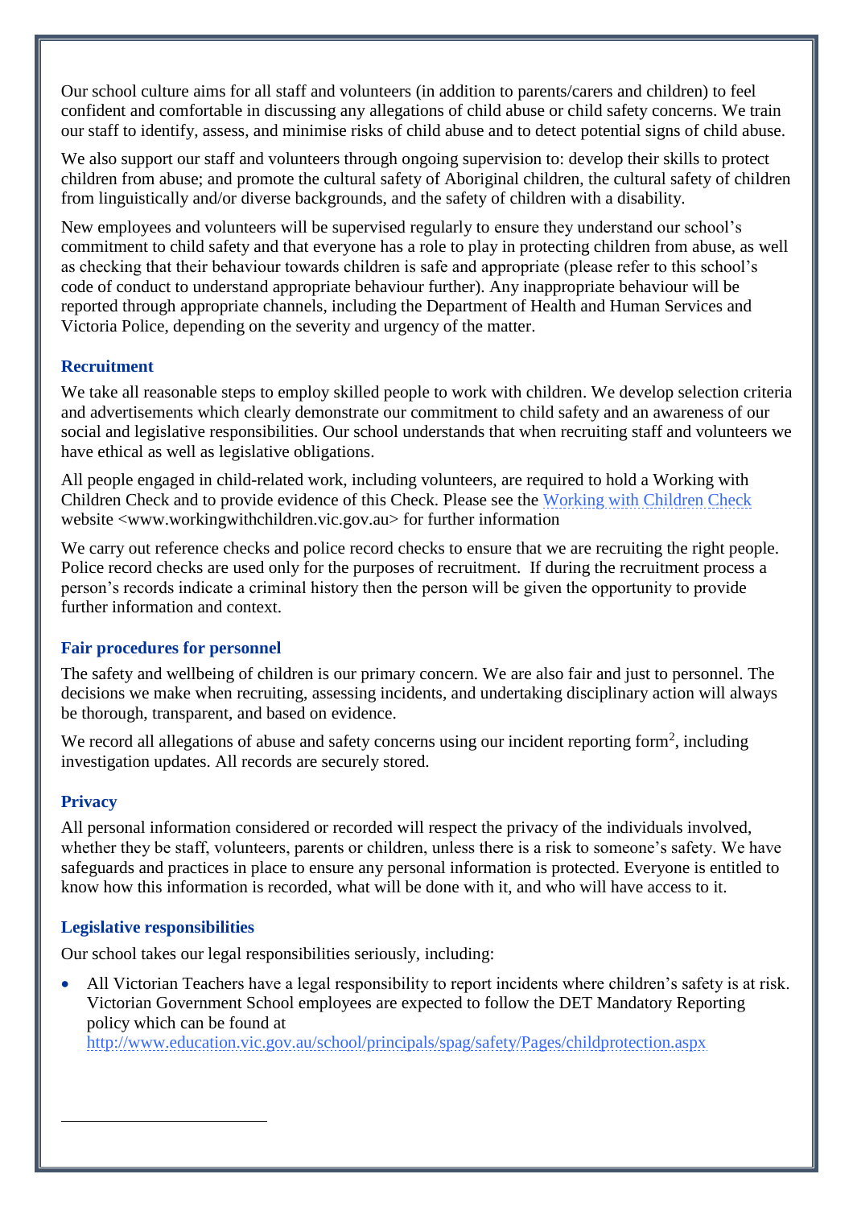Our school culture aims for all staff and volunteers (in addition to parents/carers and children) to feel confident and comfortable in discussing any allegations of child abuse or child safety concerns. We train our staff to identify, assess, and minimise risks of child abuse and to detect potential signs of child abuse.

We also support our staff and volunteers through ongoing supervision to: develop their skills to protect children from abuse; and promote the cultural safety of Aboriginal children, the cultural safety of children from linguistically and/or diverse backgrounds, and the safety of children with a disability.

New employees and volunteers will be supervised regularly to ensure they understand our school's commitment to child safety and that everyone has a role to play in protecting children from abuse, as well as checking that their behaviour towards children is safe and appropriate (please refer to this school's code of conduct to understand appropriate behaviour further). Any inappropriate behaviour will be reported through appropriate channels, including the Department of Health and Human Services and Victoria Police, depending on the severity and urgency of the matter.

### Recruitment

We take all reasonable steps to employ skilled people to work with children. We develop selection criteria and advertisements which clearly demonstrate our commitment to child safety and an awareness of our social and legislative responsibilities. Our school understands that when recruiting staff and volunteers we have ethical as well as legislative obligations.

All people engaged in child-related work, including volunteers, are required to hold a Working with Children Check and to provide evidence of this Check. Please see the [Working with Children Check](www.workingwithchildren.vic.gov.au) website <www.workingwithchildren.vic.gov.au> for further information

We carry out reference checks and police record checks to ensure that we are recruiting the right people. Police record checks are used only for the purposes of recruitment. If during the recruitment process a person's records indicate a criminal history then the person will be given the opportunity to provide further information and context.

### Fair procedures for personnel

The safety and wellbeing of children is our primary concern. We are also fair and just to personnel. The decisions we make when recruiting, assessing incidents, and undertaking disciplinary action will always be thorough, transparent, and based on evidence.

We record all allegations of abuse and safety concerns using our incident reporting form[2], including investigation updates. All records are securely stored.

### Privacy

All personal information considered or recorded will respect the privacy of the individuals involved, whether they be staff, volunteers, parents or children, unless there is a risk to someone's safety. We have safeguards and practices in place to ensure any personal information is protected. Everyone is entitled to know how this information is recorded, what will be done with it, and who will have access to it.

### Legislative responsibilities

Our school takes our legal responsibilities seriously, including:

- All Victorian Teachers have a legal responsibility to report incidents where children's safety is at risk. Victorian Government School employees are expected to follow the DET Mandatory Reporting policy which can be found at http://www.education.vic.gov.au/school/principals/spag/safety/Pages/childprotection.aspx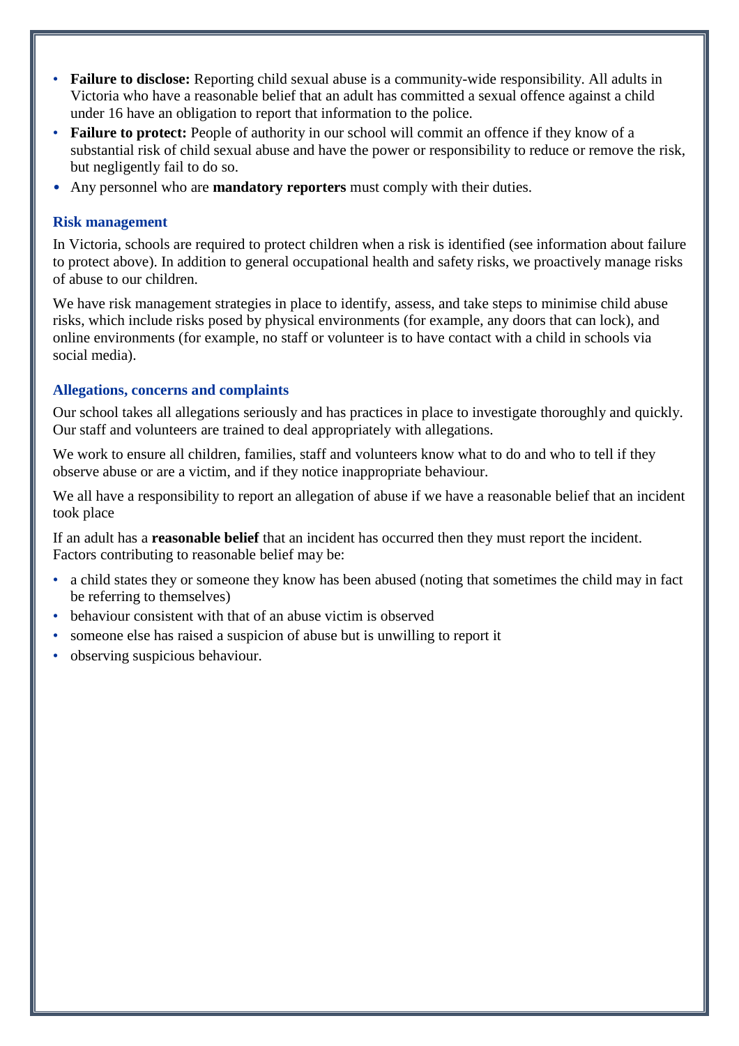- **Failure to disclose:** Reporting child sexual abuse is a community-wide responsibility. All adults in Victoria who have a reasonable belief that an adult has committed a sexual offence against a child under 16 have an obligation to report that information to the police.
- **Failure to protect:** People of authority in our school will commit an offence if they know of a substantial risk of child sexual abuse and have the power or responsibility to reduce or remove the risk, but negligently fail to do so.
- Any personnel who are **mandatory reporters** must comply with their duties.

### Risk management

In Victoria, schools are required to protect children when a risk is identified (see information about failure to protect above). In addition to general occupational health and safety risks, we proactively manage risks of abuse to our children.

We have risk management strategies in place to identify, assess, and take steps to minimise child abuse risks, which include risks posed by physical environments (for example, any doors that can lock), and online environments (for example, no staff or volunteer is to have contact with a child in schools via social media).

### Allegations, concerns and complaints

Our school takes all allegations seriously and has practices in place to investigate thoroughly and quickly. Our staff and volunteers are trained to deal appropriately with allegations.

We work to ensure all children, families, staff and volunteers know what to do and who to tell if they observe abuse or are a victim, and if they notice inappropriate behaviour.

We all have a responsibility to report an allegation of abuse if we have a reasonable belief that an incident took place

If an adult has a **reasonable belief** that an incident has occurred then they must report the incident. Factors contributing to reasonable belief may be:

- a child states they or someone they know has been abused (noting that sometimes the child may in fact be referring to themselves)
- behaviour consistent with that of an abuse victim is observed
- someone else has raised a suspicion of abuse but is unwilling to report it
- observing suspicious behaviour.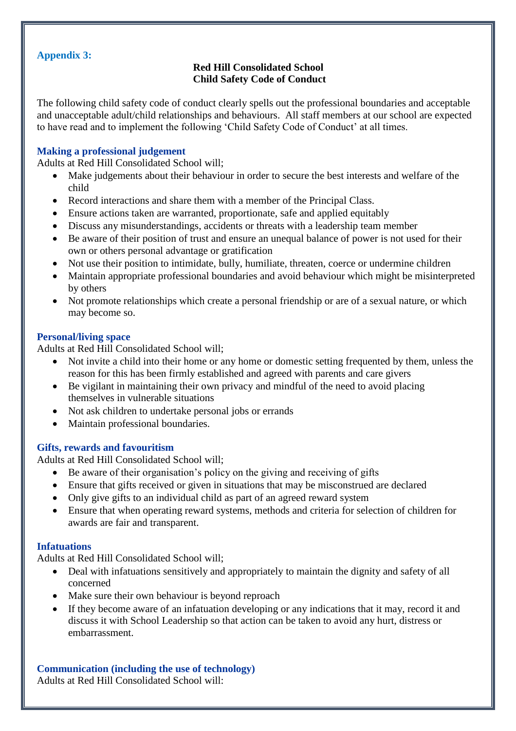**Appendix 3:**

**Red Hill Consolidated School**
**Child Safety Code of Conduct**

The following child safety code of conduct clearly spells out the professional boundaries and acceptable and unacceptable adult/child relationships and behaviours. All staff members at our school are expected to have read and to implement the following 'Child Safety Code of Conduct' at all times.

### Making a professional judgement

Adults at Red Hill Consolidated School will;

- Make judgements about their behaviour in order to secure the best interests and welfare of the child
- Record interactions and share them with a member of the Principal Class.
- Ensure actions taken are warranted, proportionate, safe and applied equitably
- Discuss any misunderstandings, accidents or threats with a leadership team member
- Be aware of their position of trust and ensure an unequal balance of power is not used for their own or others personal advantage or gratification
- Not use their position to intimidate, bully, humiliate, threaten, coerce or undermine children
- Maintain appropriate professional boundaries and avoid behaviour which might be misinterpreted by others
- Not promote relationships which create a personal friendship or are of a sexual nature, or which may become so.

### Personal/living space

Adults at Red Hill Consolidated School will;

- Not invite a child into their home or any home or domestic setting frequented by them, unless the reason for this has been firmly established and agreed with parents and care givers
- Be vigilant in maintaining their own privacy and mindful of the need to avoid placing themselves in vulnerable situations
- Not ask children to undertake personal jobs or errands
- Maintain professional boundaries.

### Gifts, rewards and favouritism

Adults at Red Hill Consolidated School will;

- Be aware of their organisation's policy on the giving and receiving of gifts
- Ensure that gifts received or given in situations that may be misconstrued are declared
- Only give gifts to an individual child as part of an agreed reward system
- Ensure that when operating reward systems, methods and criteria for selection of children for awards are fair and transparent.

### Infatuations

Adults at Red Hill Consolidated School will;

- Deal with infatuations sensitively and appropriately to maintain the dignity and safety of all concerned
- Make sure their own behaviour is beyond reproach
- If they become aware of an infatuation developing or any indications that it may, record it and discuss it with School Leadership so that action can be taken to avoid any hurt, distress or embarrassment.

### Communication (including the use of technology)

Adults at Red Hill Consolidated School will: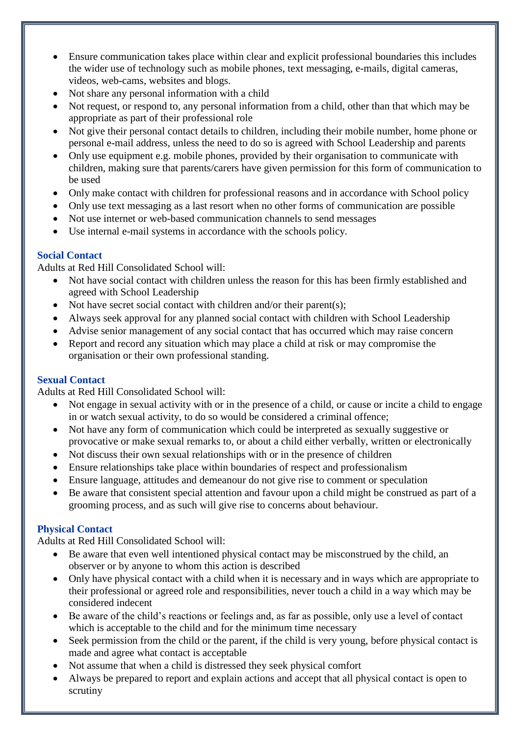- Ensure communication takes place within clear and explicit professional boundaries this includes the wider use of technology such as mobile phones, text messaging, e-mails, digital cameras, videos, web-cams, websites and blogs.
- Not share any personal information with a child
- Not request, or respond to, any personal information from a child, other than that which may be appropriate as part of their professional role
- Not give their personal contact details to children, including their mobile number, home phone or personal e-mail address, unless the need to do so is agreed with School Leadership and parents
- Only use equipment e.g. mobile phones, provided by their organisation to communicate with children, making sure that parents/carers have given permission for this form of communication to be used
- Only make contact with children for professional reasons and in accordance with School policy
- Only use text messaging as a last resort when no other forms of communication are possible
- Not use internet or web-based communication channels to send messages
- Use internal e-mail systems in accordance with the schools policy.

### Social Contact

Adults at Red Hill Consolidated School will:

- Not have social contact with children unless the reason for this has been firmly established and agreed with School Leadership
- Not have secret social contact with children and/or their parent(s);
- Always seek approval for any planned social contact with children with School Leadership
- Advise senior management of any social contact that has occurred which may raise concern
- Report and record any situation which may place a child at risk or may compromise the organisation or their own professional standing.

### Sexual Contact

Adults at Red Hill Consolidated School will:

- Not engage in sexual activity with or in the presence of a child, or cause or incite a child to engage in or watch sexual activity, to do so would be considered a criminal offence;
- Not have any form of communication which could be interpreted as sexually suggestive or provocative or make sexual remarks to, or about a child either verbally, written or electronically
- Not discuss their own sexual relationships with or in the presence of children
- Ensure relationships take place within boundaries of respect and professionalism
- Ensure language, attitudes and demeanour do not give rise to comment or speculation
- Be aware that consistent special attention and favour upon a child might be construed as part of a grooming process, and as such will give rise to concerns about behaviour.

### Physical Contact

Adults at Red Hill Consolidated School will:

- Be aware that even well intentioned physical contact may be misconstrued by the child, an observer or by anyone to whom this action is described
- Only have physical contact with a child when it is necessary and in ways which are appropriate to their professional or agreed role and responsibilities, never touch a child in a way which may be considered indecent
- Be aware of the child's reactions or feelings and, as far as possible, only use a level of contact which is acceptable to the child and for the minimum time necessary
- Seek permission from the child or the parent, if the child is very young, before physical contact is made and agree what contact is acceptable
- Not assume that when a child is distressed they seek physical comfort
- Always be prepared to report and explain actions and accept that all physical contact is open to scrutiny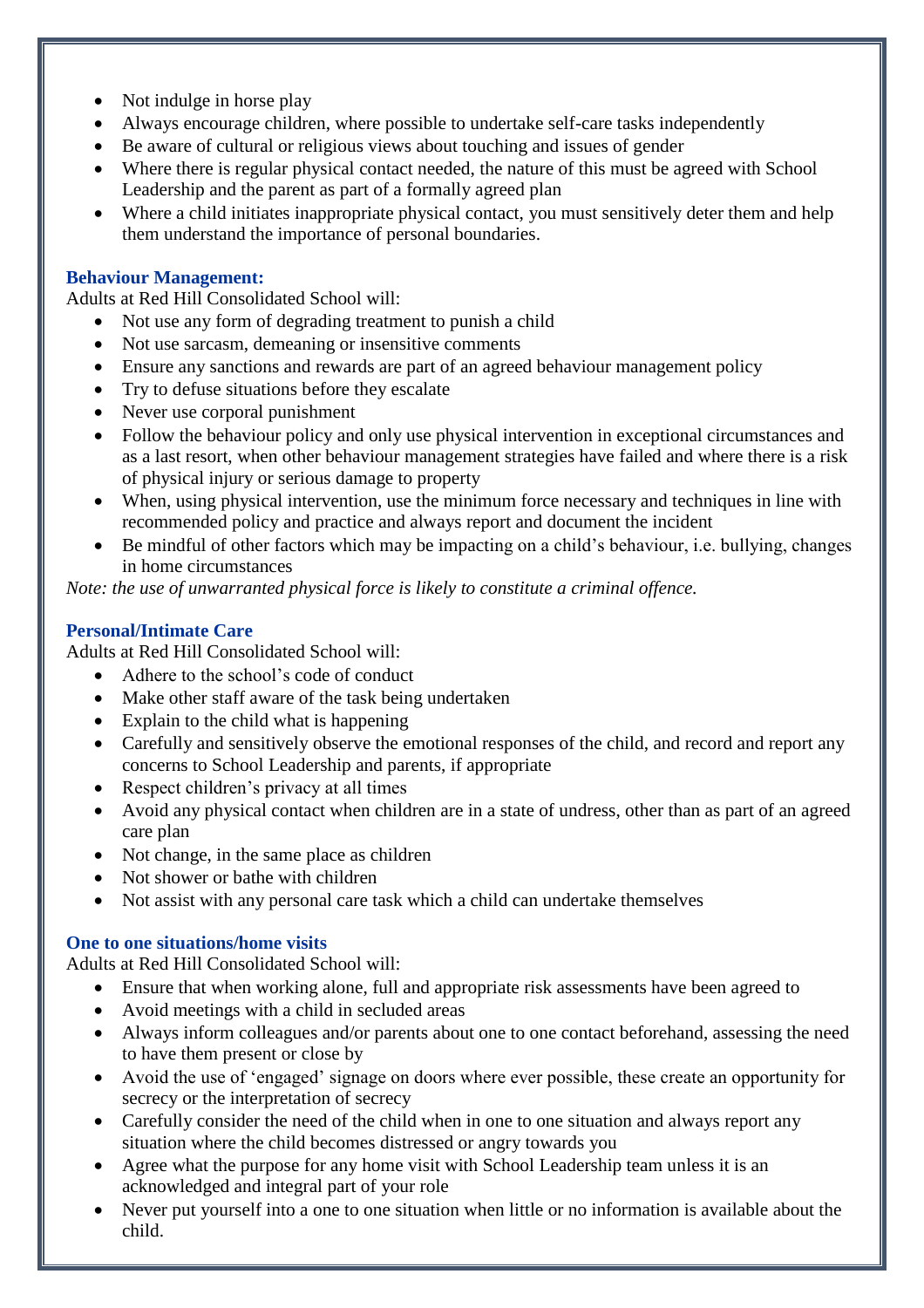- Not indulge in horse play
- Always encourage children, where possible to undertake self-care tasks independently
- Be aware of cultural or religious views about touching and issues of gender
- Where there is regular physical contact needed, the nature of this must be agreed with School Leadership and the parent as part of a formally agreed plan
- Where a child initiates inappropriate physical contact, you must sensitively deter them and help them understand the importance of personal boundaries.

### Behaviour Management:

Adults at Red Hill Consolidated School will:

- Not use any form of degrading treatment to punish a child
- Not use sarcasm, demeaning or insensitive comments
- Ensure any sanctions and rewards are part of an agreed behaviour management policy
- Try to defuse situations before they escalate
- Never use corporal punishment
- Follow the behaviour policy and only use physical intervention in exceptional circumstances and as a last resort, when other behaviour management strategies have failed and where there is a risk of physical injury or serious damage to property
- When, using physical intervention, use the minimum force necessary and techniques in line with recommended policy and practice and always report and document the incident
- Be mindful of other factors which may be impacting on a child's behaviour, i.e. bullying, changes in home circumstances

*Note: the use of unwarranted physical force is likely to constitute a criminal offence.*

### Personal/Intimate Care

Adults at Red Hill Consolidated School will:

- Adhere to the school's code of conduct
- Make other staff aware of the task being undertaken
- Explain to the child what is happening
- Carefully and sensitively observe the emotional responses of the child, and record and report any concerns to School Leadership and parents, if appropriate
- Respect children's privacy at all times
- Avoid any physical contact when children are in a state of undress, other than as part of an agreed care plan
- Not change, in the same place as children
- Not shower or bathe with children
- Not assist with any personal care task which a child can undertake themselves

### One to one situations/home visits

Adults at Red Hill Consolidated School will:

- Ensure that when working alone, full and appropriate risk assessments have been agreed to
- Avoid meetings with a child in secluded areas
- Always inform colleagues and/or parents about one to one contact beforehand, assessing the need to have them present or close by
- Avoid the use of 'engaged' signage on doors where ever possible, these create an opportunity for secrecy or the interpretation of secrecy
- Carefully consider the need of the child when in one to one situation and always report any situation where the child becomes distressed or angry towards you
- Agree what the purpose for any home visit with School Leadership team unless it is an acknowledged and integral part of your role
- Never put yourself into a one to one situation when little or no information is available about the child.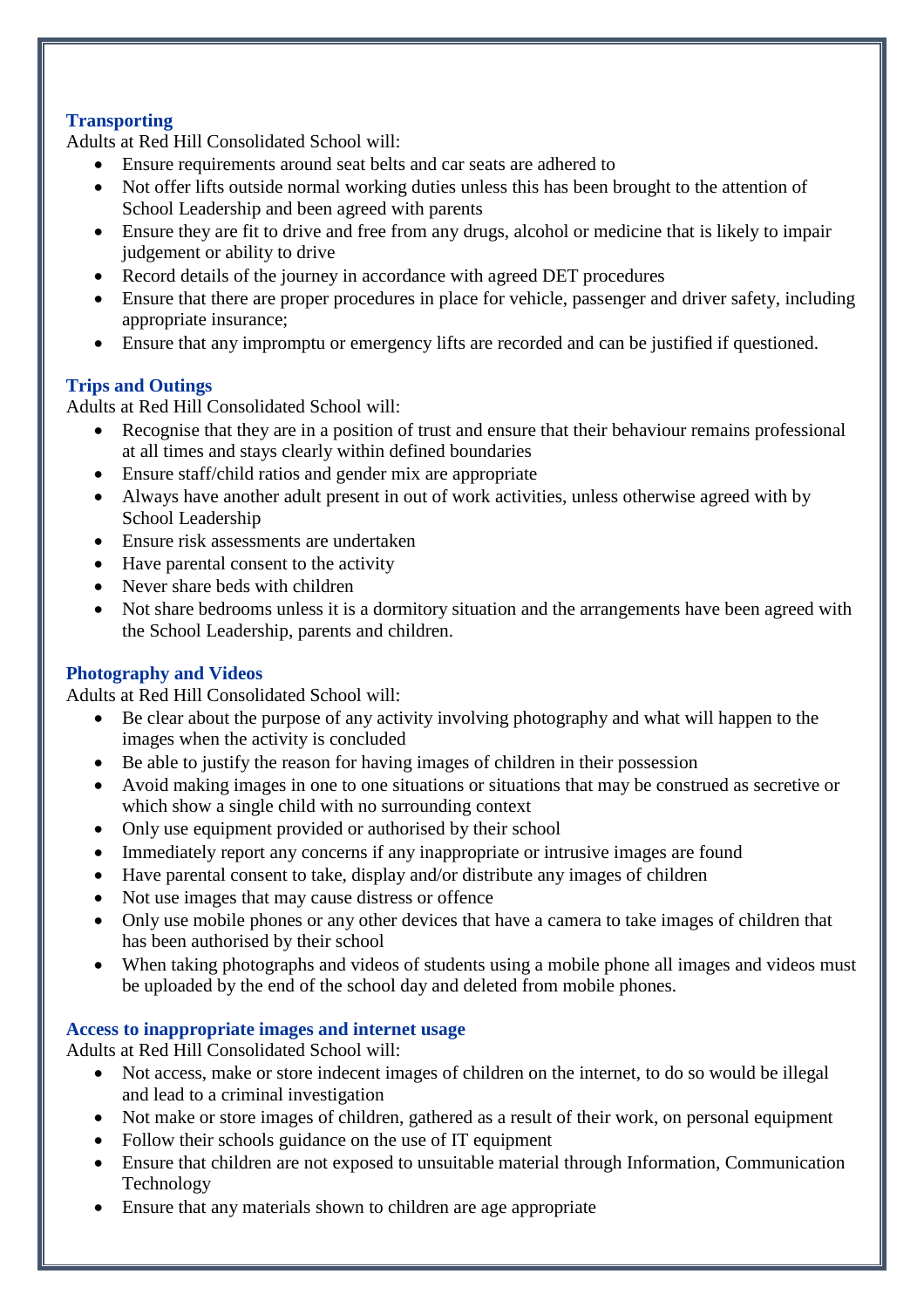### Transporting

Adults at Red Hill Consolidated School will:

- Ensure requirements around seat belts and car seats are adhered to
- Not offer lifts outside normal working duties unless this has been brought to the attention of School Leadership and been agreed with parents
- Ensure they are fit to drive and free from any drugs, alcohol or medicine that is likely to impair judgement or ability to drive
- Record details of the journey in accordance with agreed DET procedures
- Ensure that there are proper procedures in place for vehicle, passenger and driver safety, including appropriate insurance;
- Ensure that any impromptu or emergency lifts are recorded and can be justified if questioned.

### Trips and Outings

Adults at Red Hill Consolidated School will:

- Recognise that they are in a position of trust and ensure that their behaviour remains professional at all times and stays clearly within defined boundaries
- Ensure staff/child ratios and gender mix are appropriate
- Always have another adult present in out of work activities, unless otherwise agreed with by School Leadership
- Ensure risk assessments are undertaken
- Have parental consent to the activity
- Never share beds with children
- Not share bedrooms unless it is a dormitory situation and the arrangements have been agreed with the School Leadership, parents and children.

### Photography and Videos

Adults at Red Hill Consolidated School will:

- Be clear about the purpose of any activity involving photography and what will happen to the images when the activity is concluded
- Be able to justify the reason for having images of children in their possession
- Avoid making images in one to one situations or situations that may be construed as secretive or which show a single child with no surrounding context
- Only use equipment provided or authorised by their school
- Immediately report any concerns if any inappropriate or intrusive images are found
- Have parental consent to take, display and/or distribute any images of children
- Not use images that may cause distress or offence
- Only use mobile phones or any other devices that have a camera to take images of children that has been authorised by their school
- When taking photographs and videos of students using a mobile phone all images and videos must be uploaded by the end of the school day and deleted from mobile phones.

### Access to inappropriate images and internet usage

Adults at Red Hill Consolidated School will:

- Not access, make or store indecent images of children on the internet, to do so would be illegal and lead to a criminal investigation
- Not make or store images of children, gathered as a result of their work, on personal equipment
- Follow their schools guidance on the use of IT equipment
- Ensure that children are not exposed to unsuitable material through Information, Communication Technology
- Ensure that any materials shown to children are age appropriate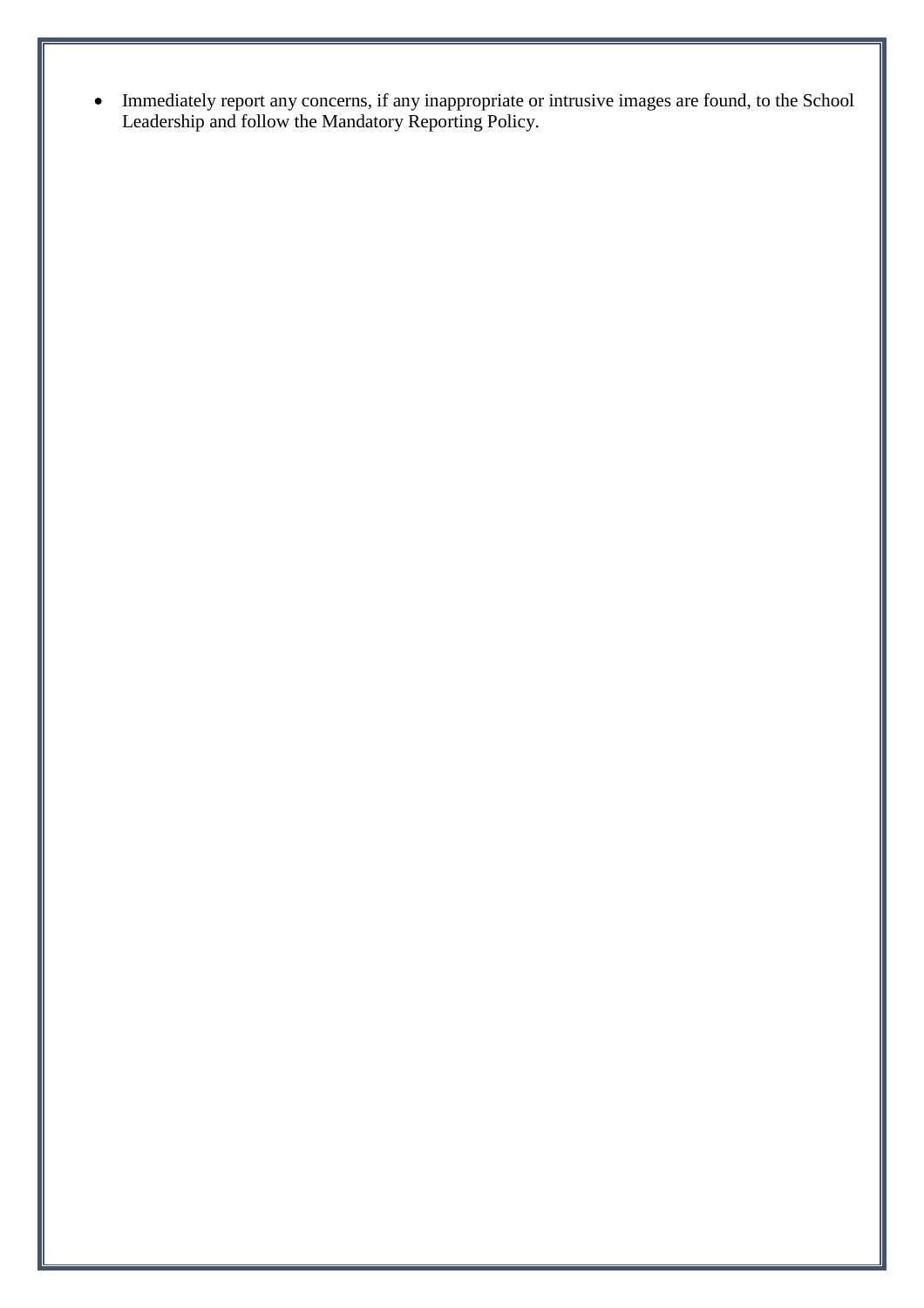- Immediately report any concerns, if any inappropriate or intrusive images are found, to the School Leadership and follow the Mandatory Reporting Policy.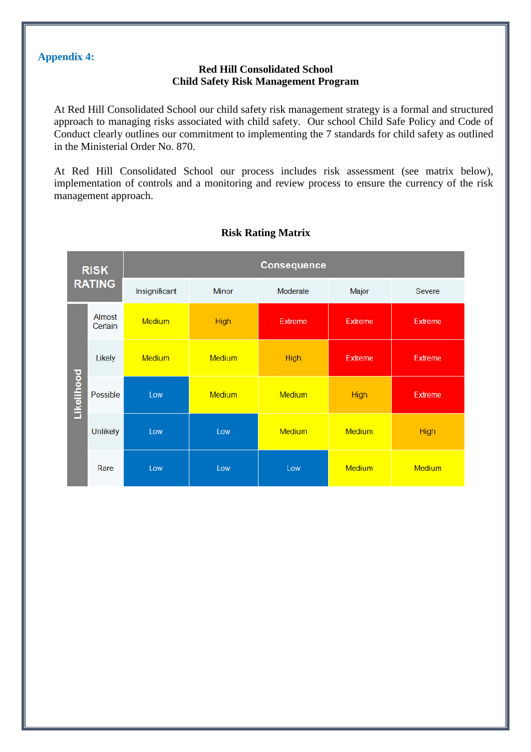**Appendix 4:**

**Red Hill Consolidated School**
**Child Safety Risk Management Program**

At Red Hill Consolidated School our child safety risk management strategy is a formal and structured approach to managing risks associated with child safety. Our school Child Safe Policy and Code of Conduct clearly outlines our commitment to implementing the 7 standards for child safety as outlined in the Ministerial Order No. 870.

At Red Hill Consolidated School our process includes risk assessment (see matrix below), implementation of controls and a monitoring and review process to ensure the currency of the risk management approach.

**Risk Rating Matrix**

| RISK RATING | | Consequence | | | | |
|---|---|---|---|---|---|---|
| | | Insignificant | Minor | Moderate | Major | Severe |
| Likelihood | Almost Certain | Medium | High | Extreme | Extreme | Extreme |
| | Likely | Medium | Medium | High | Extreme | Extreme |
| | Possible | Low | Medium | Medium | High | Extreme |
| | Unlikely | Low | Low | Medium | Medium | High |
| | Rare | Low | Low | Low | Medium | Medium |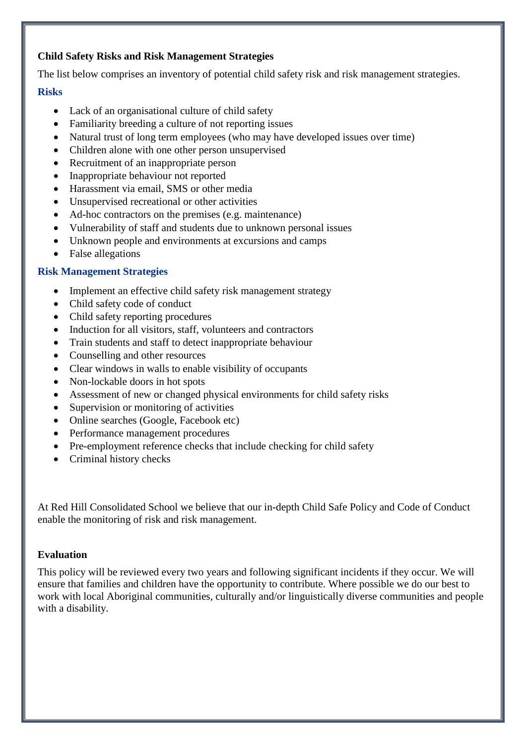**Child Safety Risks and Risk Management Strategies**

The list below comprises an inventory of potential child safety risk and risk management strategies.

### Risks

- Lack of an organisational culture of child safety
- Familiarity breeding a culture of not reporting issues
- Natural trust of long term employees (who may have developed issues over time)
- Children alone with one other person unsupervised
- Recruitment of an inappropriate person
- Inappropriate behaviour not reported
- Harassment via email, SMS or other media
- Unsupervised recreational or other activities
- Ad-hoc contractors on the premises (e.g. maintenance)
- Vulnerability of staff and students due to unknown personal issues
- Unknown people and environments at excursions and camps
- False allegations

### Risk Management Strategies

- Implement an effective child safety risk management strategy
- Child safety code of conduct
- Child safety reporting procedures
- Induction for all visitors, staff, volunteers and contractors
- Train students and staff to detect inappropriate behaviour
- Counselling and other resources
- Clear windows in walls to enable visibility of occupants
- Non-lockable doors in hot spots
- Assessment of new or changed physical environments for child safety risks
- Supervision or monitoring of activities
- Online searches (Google, Facebook etc)
- Performance management procedures
- Pre-employment reference checks that include checking for child safety
- Criminal history checks

At Red Hill Consolidated School we believe that our in-depth Child Safe Policy and Code of Conduct enable the monitoring of risk and risk management.

**Evaluation**

This policy will be reviewed every two years and following significant incidents if they occur. We will ensure that families and children have the opportunity to contribute. Where possible we do our best to work with local Aboriginal communities, culturally and/or linguistically diverse communities and people with a disability.